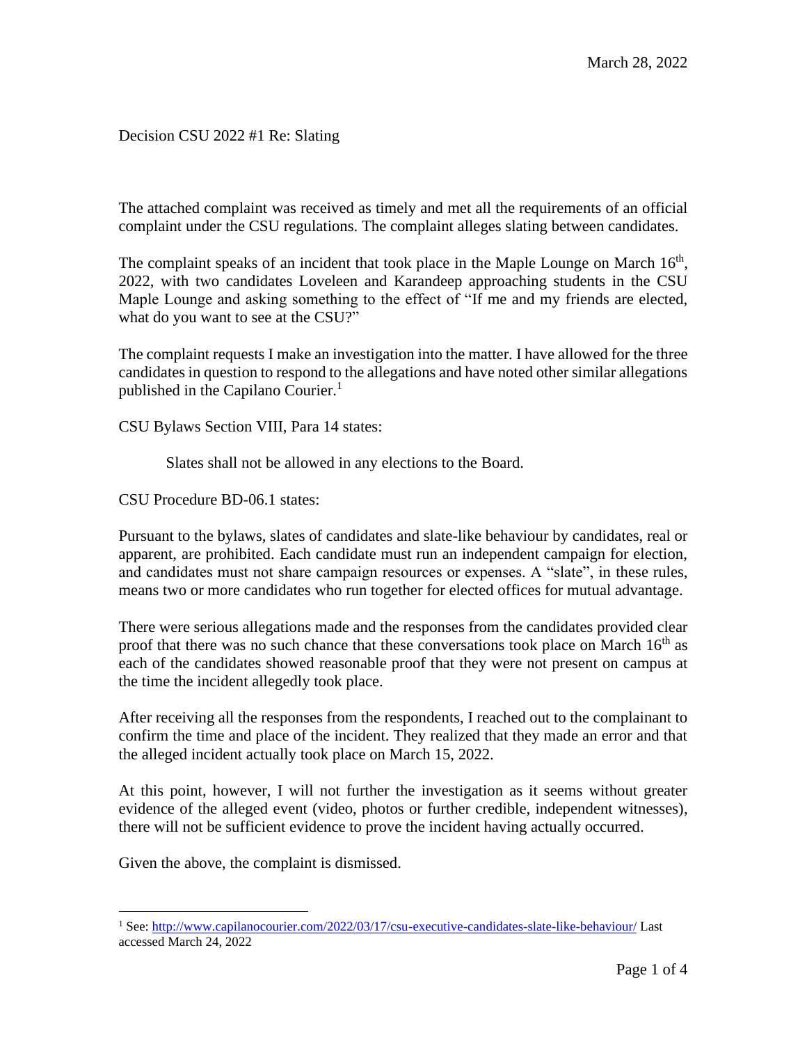March 28, 2022

Decision CSU 2022 #1 Re: Slating

The attached complaint was received as timely and met all the requirements of an official complaint under the CSU regulations. The complaint alleges slating between candidates.

The complaint speaks of an incident that took place in the Maple Lounge on March 16th, 2022, with two candidates Loveleen and Karandeep approaching students in the CSU Maple Lounge and asking something to the effect of "If me and my friends are elected, what do you want to see at the CSU?"

The complaint requests I make an investigation into the matter. I have allowed for the three candidates in question to respond to the allegations and have noted other similar allegations published in the Capilano Courier.[1]

CSU Bylaws Section VIII, Para 14 states:

> Slates shall not be allowed in any elections to the Board.

CSU Procedure BD-06.1 states:

Pursuant to the bylaws, slates of candidates and slate-like behaviour by candidates, real or apparent, are prohibited. Each candidate must run an independent campaign for election, and candidates must not share campaign resources or expenses. A "slate", in these rules, means two or more candidates who run together for elected offices for mutual advantage.

There were serious allegations made and the responses from the candidates provided clear proof that there was no such chance that these conversations took place on March 16th as each of the candidates showed reasonable proof that they were not present on campus at the time the incident allegedly took place.

After receiving all the responses from the respondents, I reached out to the complainant to confirm the time and place of the incident. They realized that they made an error and that the alleged incident actually took place on March 15, 2022.

At this point, however, I will not further the investigation as it seems without greater evidence of the alleged event (video, photos or further credible, independent witnesses), there will not be sufficient evidence to prove the incident having actually occurred.

Given the above, the complaint is dismissed.

---

[1] See: http://www.capilanocourier.com/2022/03/17/csu-executive-candidates-slate-like-behaviour/ Last accessed March 24, 2022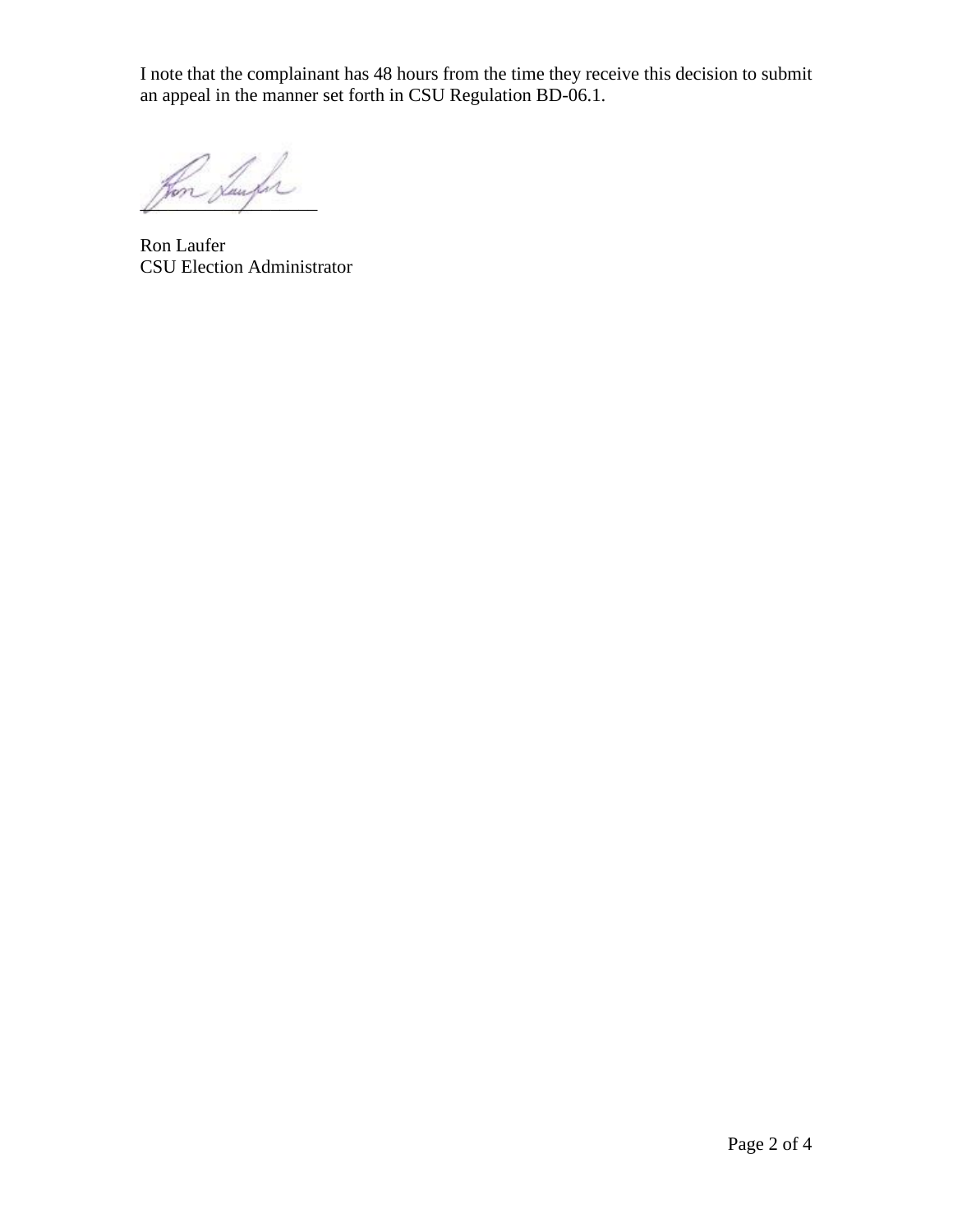I note that the complainant has 48 hours from the time they receive this decision to submit an appeal in the manner set forth in CSU Regulation BD-06.1.

\_\_\_\_\_\_\_\_\_\_\_\_\_\_\_\_\_\_\_\_

Ron Laufer
CSU Election Administrator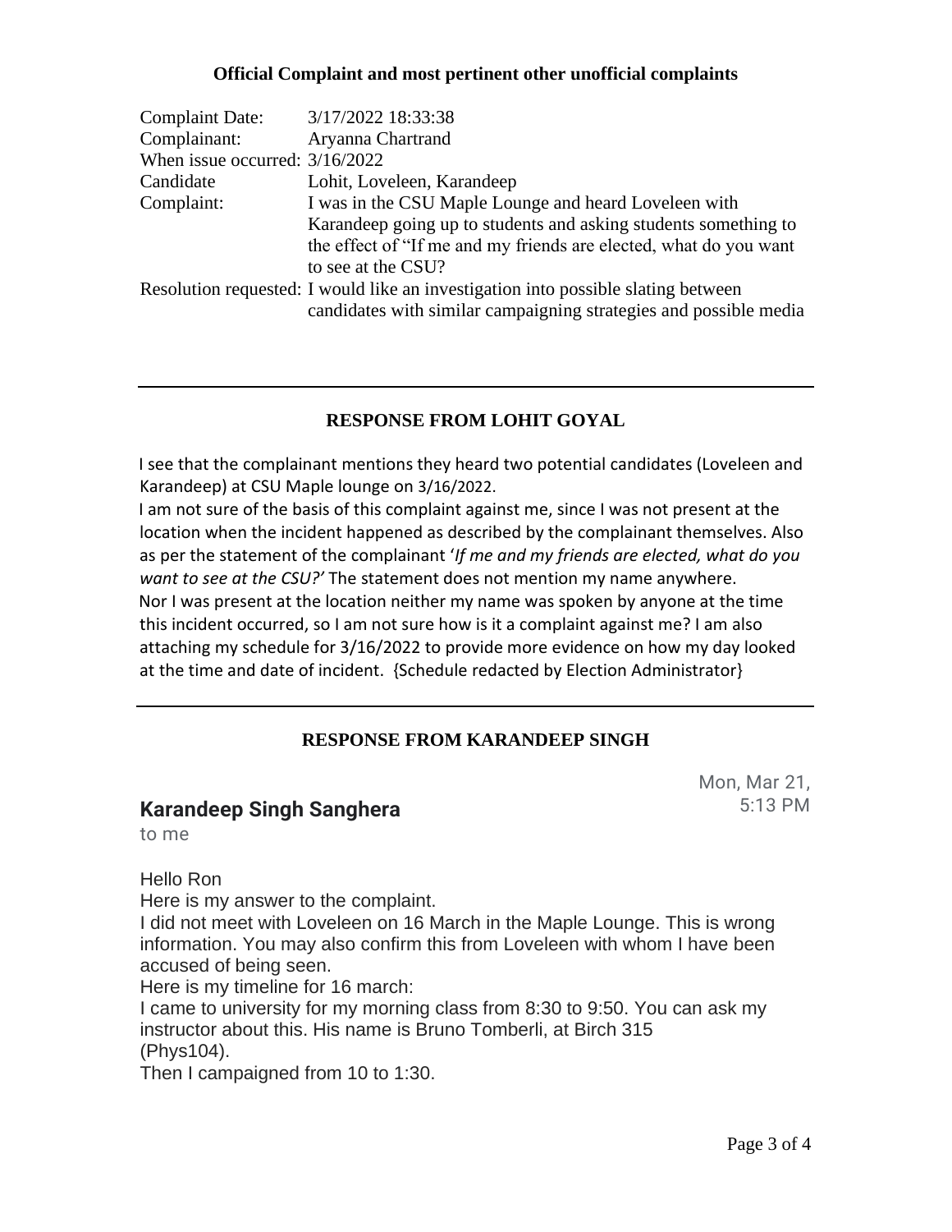**Official Complaint and most pertinent other unofficial complaints**

| | |
|---|---|
| Complaint Date: | 3/17/2022 18:33:38 |
| Complainant: | Aryanna Chartrand |
| When issue occurred: | 3/16/2022 |
| Candidate | Lohit, Loveleen, Karandeep |
| Complaint: | I was in the CSU Maple Lounge and heard Loveleen with Karandeep going up to students and asking students something to the effect of "If me and my friends are elected, what do you want to see at the CSU? |
| Resolution requested: | I would like an investigation into possible slating between candidates with similar campaigning strategies and possible media |

---

## RESPONSE FROM LOHIT GOYAL

I see that the complainant mentions they heard two potential candidates (Loveleen and Karandeep) at CSU Maple lounge on 3/16/2022.

I am not sure of the basis of this complaint against me, since I was not present at the location when the incident happened as described by the complainant themselves. Also as per the statement of the complainant '*If me and my friends are elected, what do you want to see at the CSU?'* The statement does not mention my name anywhere. Nor I was present at the location neither my name was spoken by anyone at the time this incident occurred, so I am not sure how is it a complaint against me? I am also attaching my schedule for 3/16/2022 to provide more evidence on how my day looked at the time and date of incident. {Schedule redacted by Election Administrator}

---

## RESPONSE FROM KARANDEEP SINGH

**Karandeep Singh Sanghera**

to me

Mon, Mar 21, 5:13 PM

Hello Ron

Here is my answer to the complaint.

I did not meet with Loveleen on 16 March in the Maple Lounge. This is wrong information. You may also confirm this from Loveleen with whom I have been accused of being seen.

Here is my timeline for 16 march:

I came to university for my morning class from 8:30 to 9:50. You can ask my instructor about this. His name is Bruno Tomberli, at Birch 315 (Phys104).

Then I campaigned from 10 to 1:30.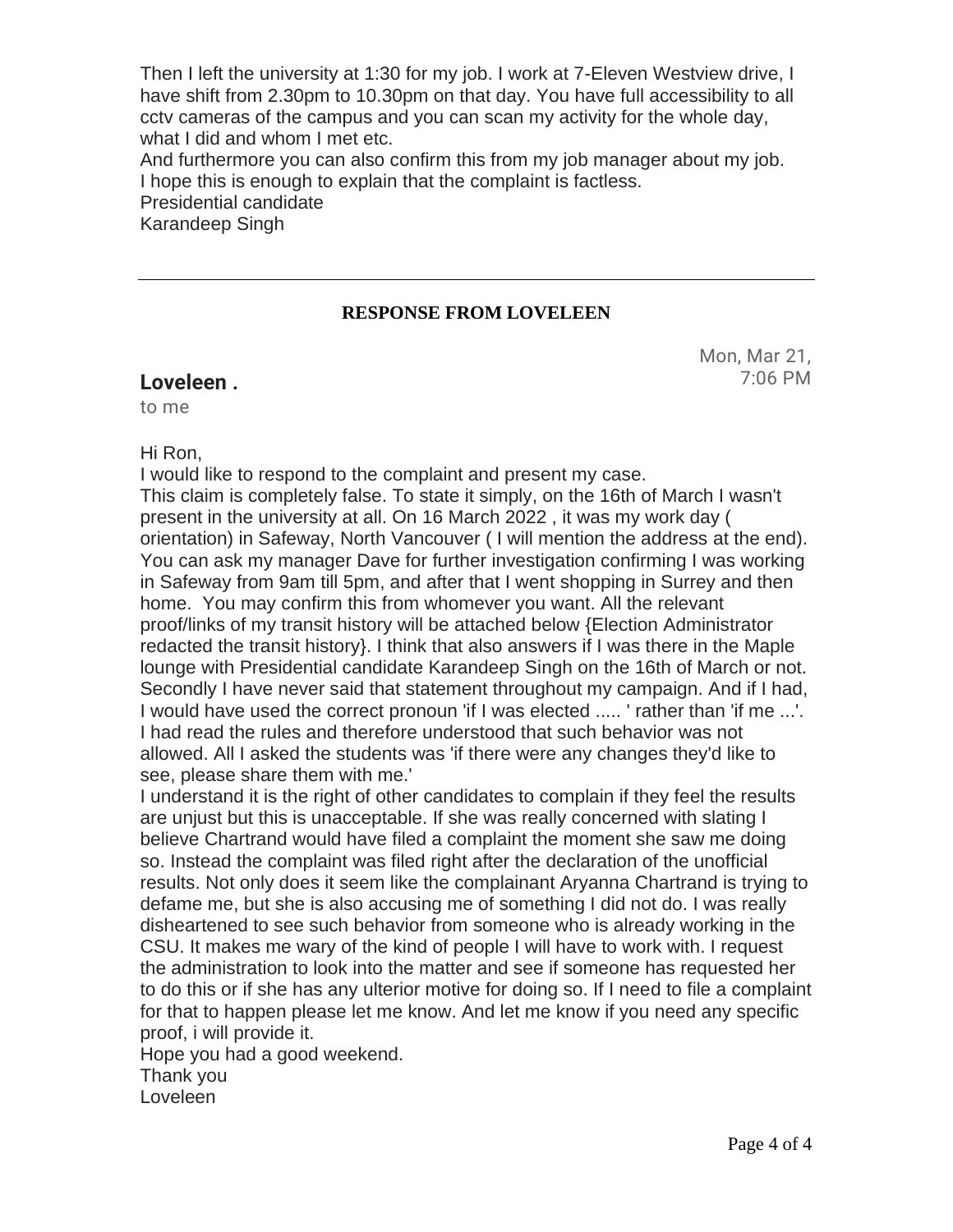Then I left the university at 1:30 for my job. I work at 7-Eleven Westview drive, I have shift from 2.30pm to 10.30pm on that day. You have full accessibility to all cctv cameras of the campus and you can scan my activity for the whole day, what I did and whom I met etc.
And furthermore you can also confirm this from my job manager about my job.
I hope this is enough to explain that the complaint is factless.
Presidential candidate
Karandeep Singh

---

**RESPONSE FROM LOVELEEN**

**Loveleen .**
to me

Mon, Mar 21, 7:06 PM

Hi Ron,
I would like to respond to the complaint and present my case.
This claim is completely false. To state it simply, on the 16th of March I wasn't present in the university at all. On 16 March 2022 , it was my work day ( orientation) in Safeway, North Vancouver ( I will mention the address at the end). You can ask my manager Dave for further investigation confirming I was working in Safeway from 9am till 5pm, and after that I went shopping in Surrey and then home. You may confirm this from whomever you want. All the relevant proof/links of my transit history will be attached below {Election Administrator redacted the transit history}. I think that also answers if I was there in the Maple lounge with Presidential candidate Karandeep Singh on the 16th of March or not. Secondly I have never said that statement throughout my campaign. And if I had, I would have used the correct pronoun 'if I was elected ..... ' rather than 'if me ...'. I had read the rules and therefore understood that such behavior was not allowed. All I asked the students was 'if there were any changes they'd like to see, please share them with me.'
I understand it is the right of other candidates to complain if they feel the results are unjust but this is unacceptable. If she was really concerned with slating I believe Chartrand would have filed a complaint the moment she saw me doing so. Instead the complaint was filed right after the declaration of the unofficial results. Not only does it seem like the complainant Aryanna Chartrand is trying to defame me, but she is also accusing me of something I did not do. I was really disheartened to see such behavior from someone who is already working in the CSU. It makes me wary of the kind of people I will have to work with. I request the administration to look into the matter and see if someone has requested her to do this or if she has any ulterior motive for doing so. If I need to file a complaint for that to happen please let me know. And let me know if you need any specific proof, i will provide it.
Hope you had a good weekend.
Thank you
Loveleen